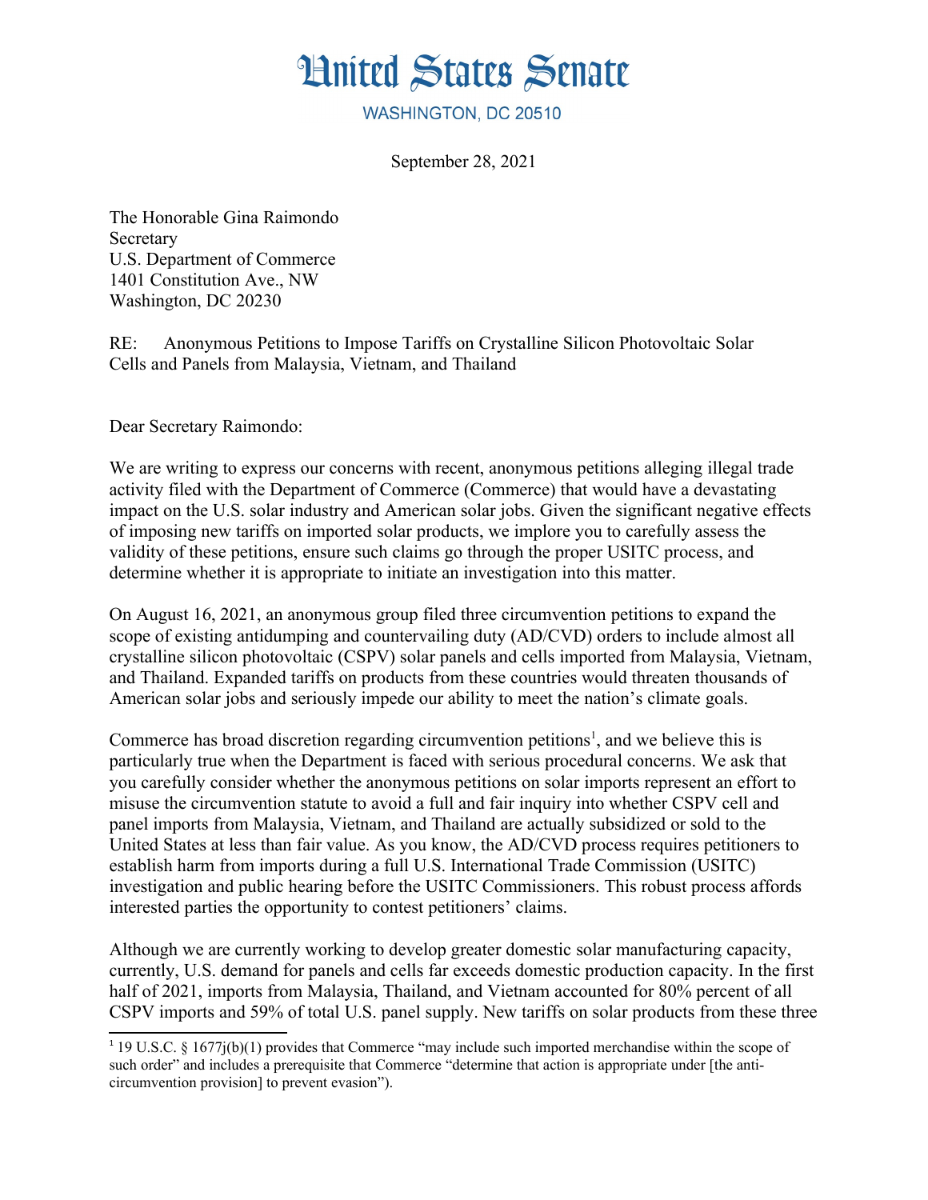# United States Senate

WASHINGTON, DC 20510

September 28, 2021

The Honorable Gina Raimondo
Secretary
U.S. Department of Commerce
1401 Constitution Ave., NW
Washington, DC 20230

RE: Anonymous Petitions to Impose Tariffs on Crystalline Silicon Photovoltaic Solar Cells and Panels from Malaysia, Vietnam, and Thailand

Dear Secretary Raimondo:

We are writing to express our concerns with recent, anonymous petitions alleging illegal trade activity filed with the Department of Commerce (Commerce) that would have a devastating impact on the U.S. solar industry and American solar jobs. Given the significant negative effects of imposing new tariffs on imported solar products, we implore you to carefully assess the validity of these petitions, ensure such claims go through the proper USITC process, and determine whether it is appropriate to initiate an investigation into this matter.

On August 16, 2021, an anonymous group filed three circumvention petitions to expand the scope of existing antidumping and countervailing duty (AD/CVD) orders to include almost all crystalline silicon photovoltaic (CSPV) solar panels and cells imported from Malaysia, Vietnam, and Thailand. Expanded tariffs on products from these countries would threaten thousands of American solar jobs and seriously impede our ability to meet the nation's climate goals.

Commerce has broad discretion regarding circumvention petitions[1], and we believe this is particularly true when the Department is faced with serious procedural concerns. We ask that you carefully consider whether the anonymous petitions on solar imports represent an effort to misuse the circumvention statute to avoid a full and fair inquiry into whether CSPV cell and panel imports from Malaysia, Vietnam, and Thailand are actually subsidized or sold to the United States at less than fair value. As you know, the AD/CVD process requires petitioners to establish harm from imports during a full U.S. International Trade Commission (USITC) investigation and public hearing before the USITC Commissioners. This robust process affords interested parties the opportunity to contest petitioners' claims.

Although we are currently working to develop greater domestic solar manufacturing capacity, currently, U.S. demand for panels and cells far exceeds domestic production capacity. In the first half of 2021, imports from Malaysia, Thailand, and Vietnam accounted for 80% percent of all CSPV imports and 59% of total U.S. panel supply. New tariffs on solar products from these three

---

[1] 19 U.S.C. § 1677j(b)(1) provides that Commerce "may include such imported merchandise within the scope of such order" and includes a prerequisite that Commerce "determine that action is appropriate under [the anti-circumvention provision] to prevent evasion").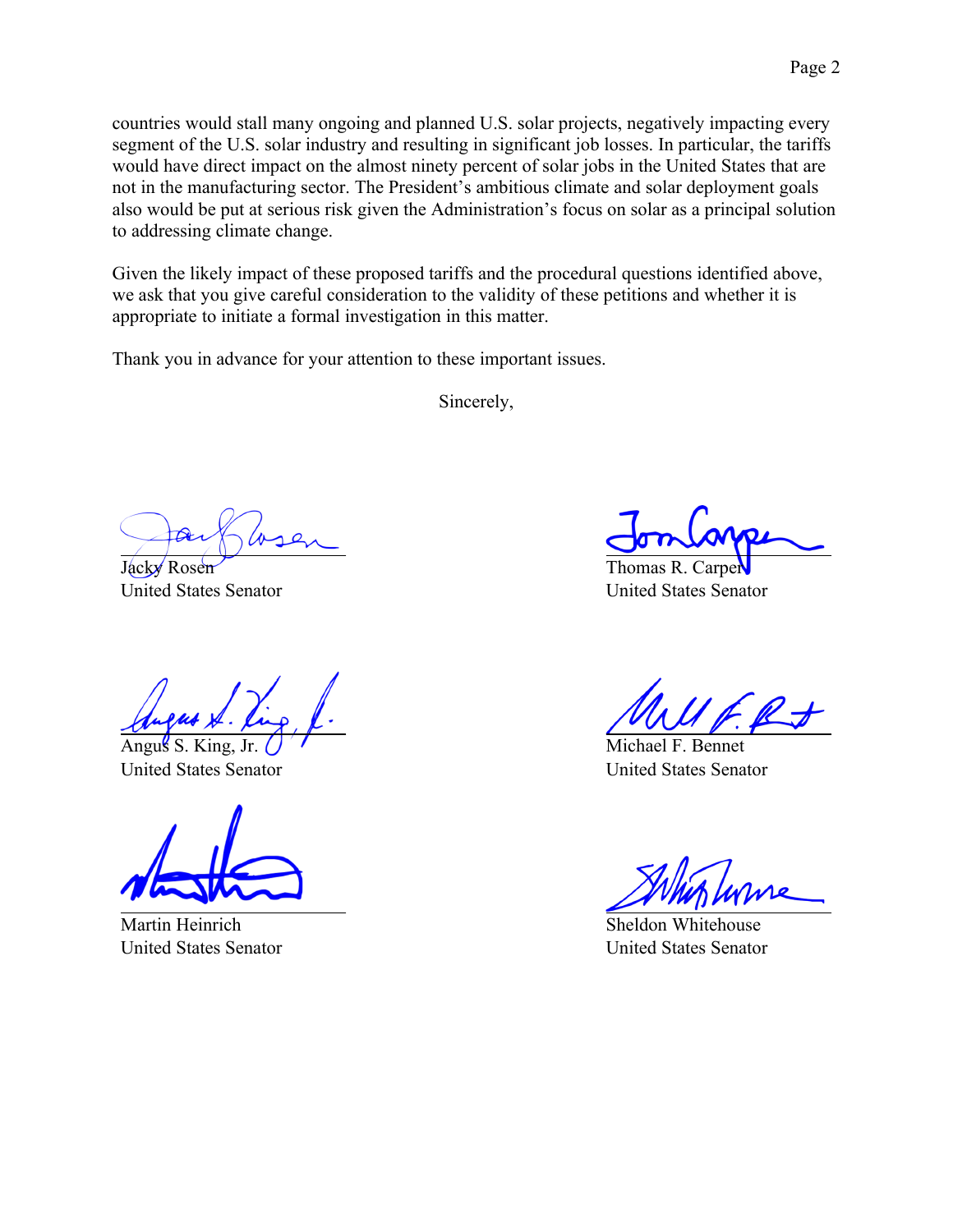countries would stall many ongoing and planned U.S. solar projects, negatively impacting every segment of the U.S. solar industry and resulting in significant job losses. In particular, the tariffs would have direct impact on the almost ninety percent of solar jobs in the United States that are not in the manufacturing sector. The President's ambitious climate and solar deployment goals also would be put at serious risk given the Administration's focus on solar as a principal solution to addressing climate change.

Given the likely impact of these proposed tariffs and the procedural questions identified above, we ask that you give careful consideration to the validity of these petitions and whether it is appropriate to initiate a formal investigation in this matter.

Thank you in advance for your attention to these important issues.

Sincerely,

Jacky Rosen
United States Senator

Thomas R. Carper
United States Senator

Angus S. King, Jr.
United States Senator

Michael F. Bennet
United States Senator

Martin Heinrich
United States Senator

Sheldon Whitehouse
United States Senator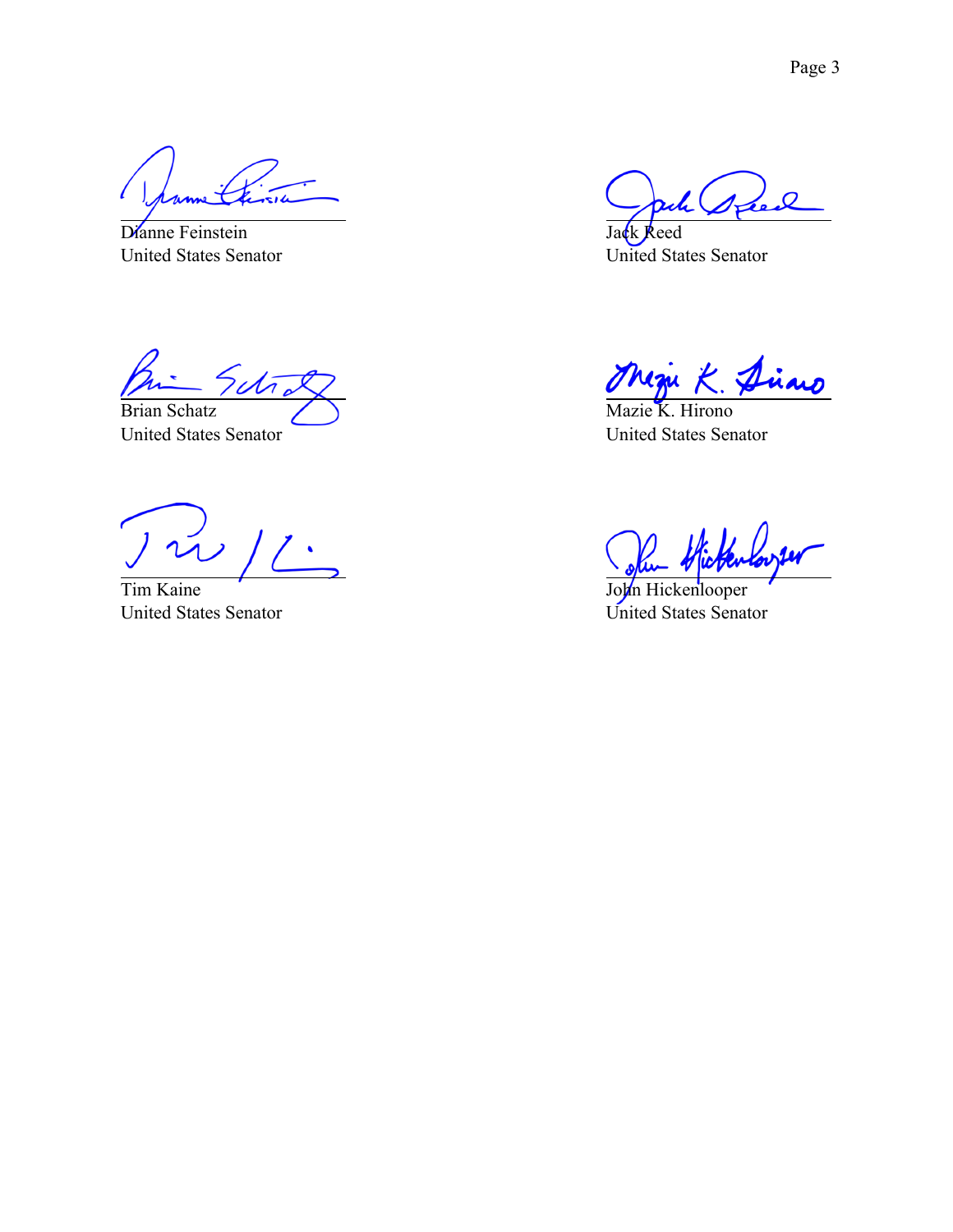Dianne Feinstein
United States Senator

Jack Reed
United States Senator

Brian Schatz
United States Senator

Mazie K. Hirono
United States Senator

Tim Kaine
United States Senator

John Hickenlooper
United States Senator